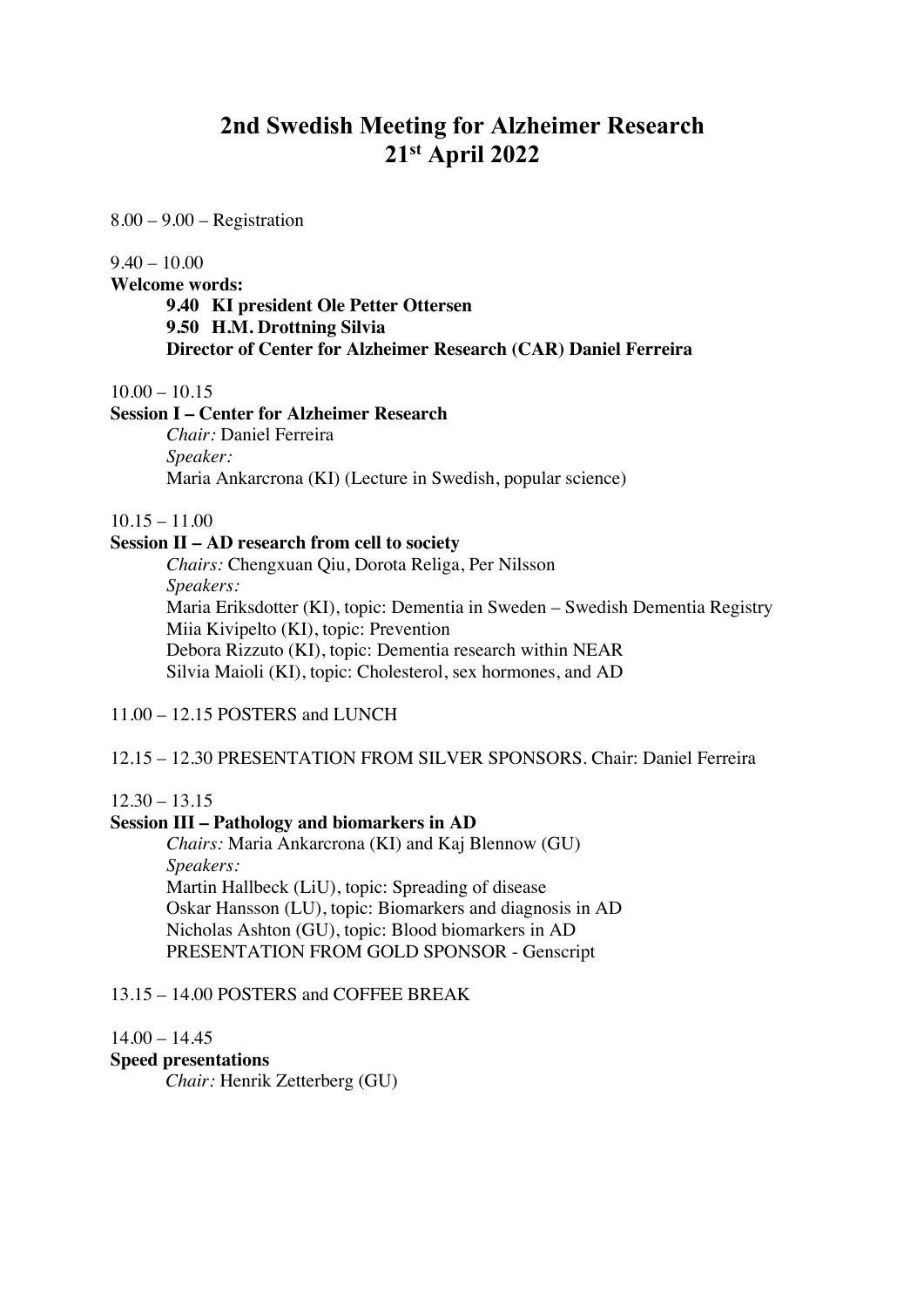# 2nd Swedish Meeting for Alzheimer Research
# 21st April 2022

8.00 – 9.00 – Registration

9.40 – 10.00

**Welcome words:**

**9.40 KI president Ole Petter Ottersen**
**9.50 H.M. Drottning Silvia**
**Director of Center for Alzheimer Research (CAR) Daniel Ferreira**

10.00 – 10.15

**Session I – Center for Alzheimer Research**

*Chair:* Daniel Ferreira
*Speaker:*
Maria Ankarcrona (KI) (Lecture in Swedish, popular science)

10.15 – 11.00

**Session II – AD research from cell to society**

*Chairs:* Chengxuan Qiu, Dorota Religa, Per Nilsson
*Speakers:*
Maria Eriksdotter (KI), topic: Dementia in Sweden – Swedish Dementia Registry
Miia Kivipelto (KI), topic: Prevention
Debora Rizzuto (KI), topic: Dementia research within NEAR
Silvia Maioli (KI), topic: Cholesterol, sex hormones, and AD

11.00 – 12.15 POSTERS and LUNCH

12.15 – 12.30 PRESENTATION FROM SILVER SPONSORS. Chair: Daniel Ferreira

12.30 – 13.15

**Session III – Pathology and biomarkers in AD**

*Chairs:* Maria Ankarcrona (KI) and Kaj Blennow (GU)
*Speakers:*
Martin Hallbeck (LiU), topic: Spreading of disease
Oskar Hansson (LU), topic: Biomarkers and diagnosis in AD
Nicholas Ashton (GU), topic: Blood biomarkers in AD
PRESENTATION FROM GOLD SPONSOR - Genscript

13.15 – 14.00 POSTERS and COFFEE BREAK

14.00 – 14.45

**Speed presentations**

*Chair:* Henrik Zetterberg (GU)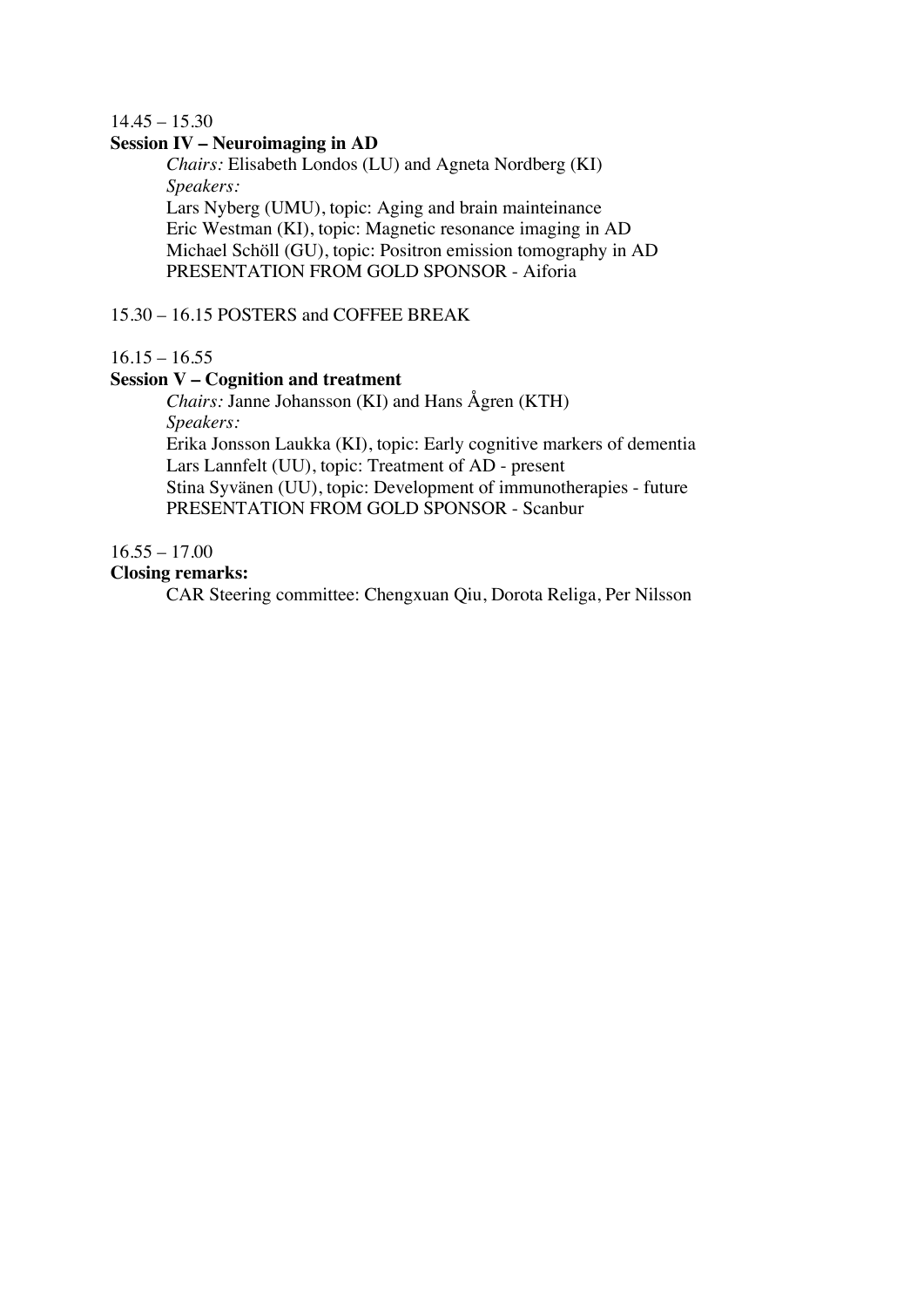14.45 – 15.30

**Session IV – Neuroimaging in AD**

*Chairs:* Elisabeth Londos (LU) and Agneta Nordberg (KI)

*Speakers:*

Lars Nyberg (UMU), topic: Aging and brain mainteinance

Eric Westman (KI), topic: Magnetic resonance imaging in AD

Michael Schöll (GU), topic: Positron emission tomography in AD

PRESENTATION FROM GOLD SPONSOR - Aiforia

15.30 – 16.15 POSTERS and COFFEE BREAK

16.15 – 16.55

**Session V – Cognition and treatment**

*Chairs:* Janne Johansson (KI) and Hans Ågren (KTH)

*Speakers:*

Erika Jonsson Laukka (KI), topic: Early cognitive markers of dementia

Lars Lannfelt (UU), topic: Treatment of AD - present

Stina Syvänen (UU), topic: Development of immunotherapies - future

PRESENTATION FROM GOLD SPONSOR - Scanbur

16.55 – 17.00

**Closing remarks:**

CAR Steering committee: Chengxuan Qiu, Dorota Religa, Per Nilsson